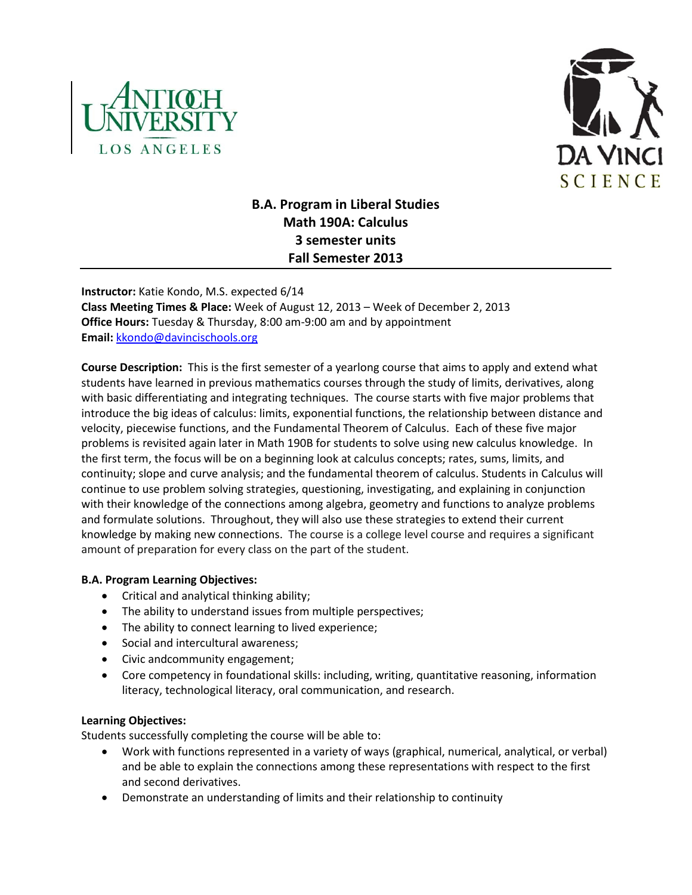# B.A. Program in Liberal Studies
# Math 190A: Calculus
# 3 semester units
# Fall Semester 2013

**Instructor:** Katie Kondo, M.S. expected 6/14
**Class Meeting Times & Place:** Week of August 12, 2013 – Week of December 2, 2013
**Office Hours:** Tuesday & Thursday, 8:00 am-9:00 am and by appointment
**Email:** kkondo@davincischools.org

**Course Description:** This is the first semester of a yearlong course that aims to apply and extend what students have learned in previous mathematics courses through the study of limits, derivatives, along with basic differentiating and integrating techniques. The course starts with five major problems that introduce the big ideas of calculus: limits, exponential functions, the relationship between distance and velocity, piecewise functions, and the Fundamental Theorem of Calculus. Each of these five major problems is revisited again later in Math 190B for students to solve using new calculus knowledge. In the first term, the focus will be on a beginning look at calculus concepts; rates, sums, limits, and continuity; slope and curve analysis; and the fundamental theorem of calculus. Students in Calculus will continue to use problem solving strategies, questioning, investigating, and explaining in conjunction with their knowledge of the connections among algebra, geometry and functions to analyze problems and formulate solutions. Throughout, they will also use these strategies to extend their current knowledge by making new connections. The course is a college level course and requires a significant amount of preparation for every class on the part of the student.

**B.A. Program Learning Objectives:**

- Critical and analytical thinking ability;
- The ability to understand issues from multiple perspectives;
- The ability to connect learning to lived experience;
- Social and intercultural awareness;
- Civic andcommunity engagement;
- Core competency in foundational skills: including, writing, quantitative reasoning, information literacy, technological literacy, oral communication, and research.

**Learning Objectives:**
Students successfully completing the course will be able to:

- Work with functions represented in a variety of ways (graphical, numerical, analytical, or verbal) and be able to explain the connections among these representations with respect to the first and second derivatives.
- Demonstrate an understanding of limits and their relationship to continuity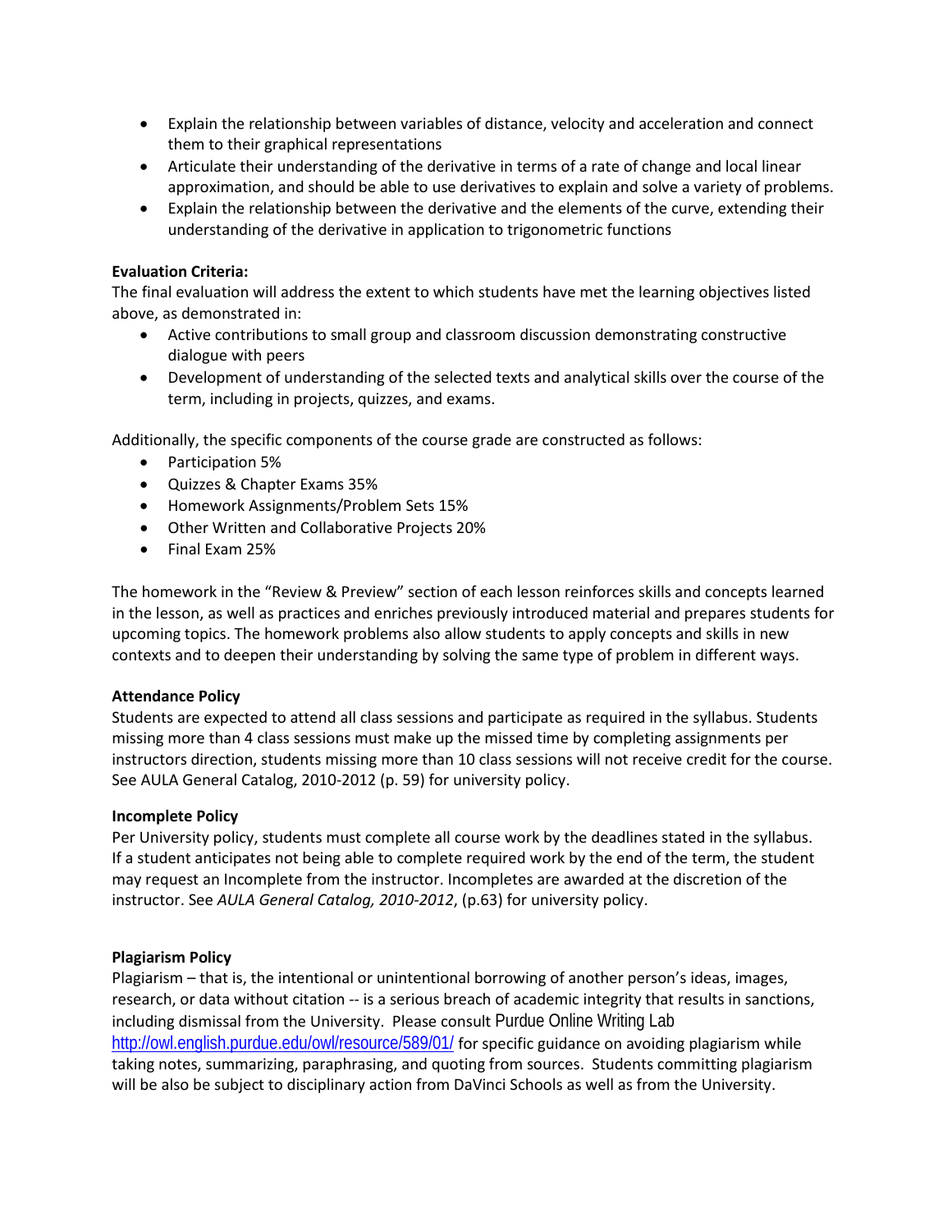- Explain the relationship between variables of distance, velocity and acceleration and connect them to their graphical representations
- Articulate their understanding of the derivative in terms of a rate of change and local linear approximation, and should be able to use derivatives to explain and solve a variety of problems.
- Explain the relationship between the derivative and the elements of the curve, extending their understanding of the derivative in application to trigonometric functions

**Evaluation Criteria:**
The final evaluation will address the extent to which students have met the learning objectives listed above, as demonstrated in:

- Active contributions to small group and classroom discussion demonstrating constructive dialogue with peers
- Development of understanding of the selected texts and analytical skills over the course of the term, including in projects, quizzes, and exams.

Additionally, the specific components of the course grade are constructed as follows:

- Participation 5%
- Quizzes & Chapter Exams 35%
- Homework Assignments/Problem Sets 15%
- Other Written and Collaborative Projects 20%
- Final Exam 25%

The homework in the "Review & Preview" section of each lesson reinforces skills and concepts learned in the lesson, as well as practices and enriches previously introduced material and prepares students for upcoming topics. The homework problems also allow students to apply concepts and skills in new contexts and to deepen their understanding by solving the same type of problem in different ways.

**Attendance Policy**
Students are expected to attend all class sessions and participate as required in the syllabus. Students missing more than 4 class sessions must make up the missed time by completing assignments per instructors direction, students missing more than 10 class sessions will not receive credit for the course. See AULA General Catalog, 2010-2012 (p. 59) for university policy.

**Incomplete Policy**
Per University policy, students must complete all course work by the deadlines stated in the syllabus. If a student anticipates not being able to complete required work by the end of the term, the student may request an Incomplete from the instructor. Incompletes are awarded at the discretion of the instructor. See *AULA General Catalog, 2010-2012*, (p.63) for university policy.

**Plagiarism Policy**
Plagiarism – that is, the intentional or unintentional borrowing of another person's ideas, images, research, or data without citation -- is a serious breach of academic integrity that results in sanctions, including dismissal from the University. Please consult Purdue Online Writing Lab http://owl.english.purdue.edu/owl/resource/589/01/ for specific guidance on avoiding plagiarism while taking notes, summarizing, paraphrasing, and quoting from sources. Students committing plagiarism will be also be subject to disciplinary action from DaVinci Schools as well as from the University.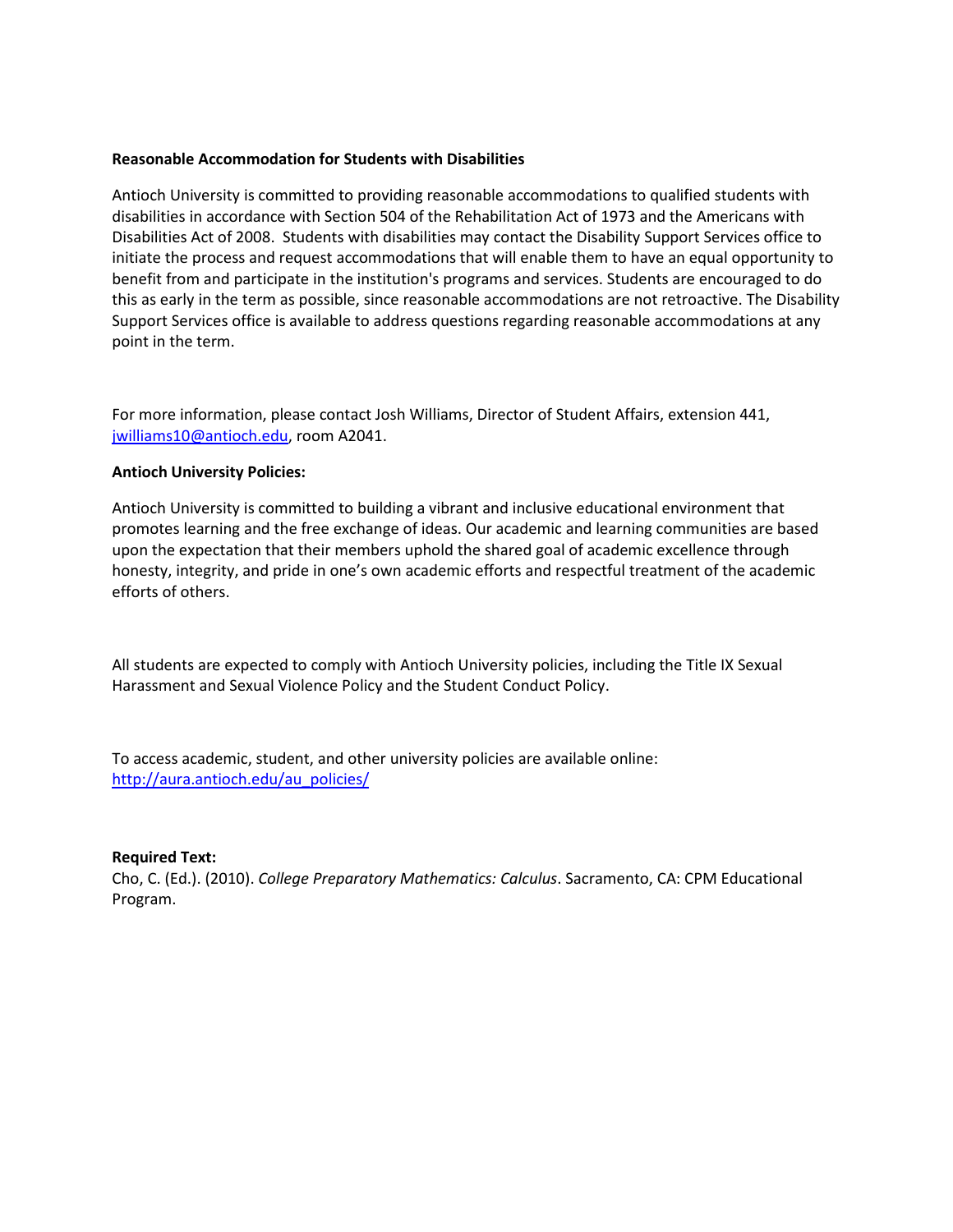**Reasonable Accommodation for Students with Disabilities**

Antioch University is committed to providing reasonable accommodations to qualified students with disabilities in accordance with Section 504 of the Rehabilitation Act of 1973 and the Americans with Disabilities Act of 2008. Students with disabilities may contact the Disability Support Services office to initiate the process and request accommodations that will enable them to have an equal opportunity to benefit from and participate in the institution's programs and services. Students are encouraged to do this as early in the term as possible, since reasonable accommodations are not retroactive. The Disability Support Services office is available to address questions regarding reasonable accommodations at any point in the term.

For more information, please contact Josh Williams, Director of Student Affairs, extension 441, [jwilliams10@antioch.edu](mailto:jwilliams10@antioch.edu), room A2041.

**Antioch University Policies:**

Antioch University is committed to building a vibrant and inclusive educational environment that promotes learning and the free exchange of ideas. Our academic and learning communities are based upon the expectation that their members uphold the shared goal of academic excellence through honesty, integrity, and pride in one's own academic efforts and respectful treatment of the academic efforts of others.

All students are expected to comply with Antioch University policies, including the Title IX Sexual Harassment and Sexual Violence Policy and the Student Conduct Policy.

To access academic, student, and other university policies are available online: [http://aura.antioch.edu/au_policies/](http://aura.antioch.edu/au_policies/)

**Required Text:**
Cho, C. (Ed.). (2010). *College Preparatory Mathematics: Calculus*. Sacramento, CA: CPM Educational Program.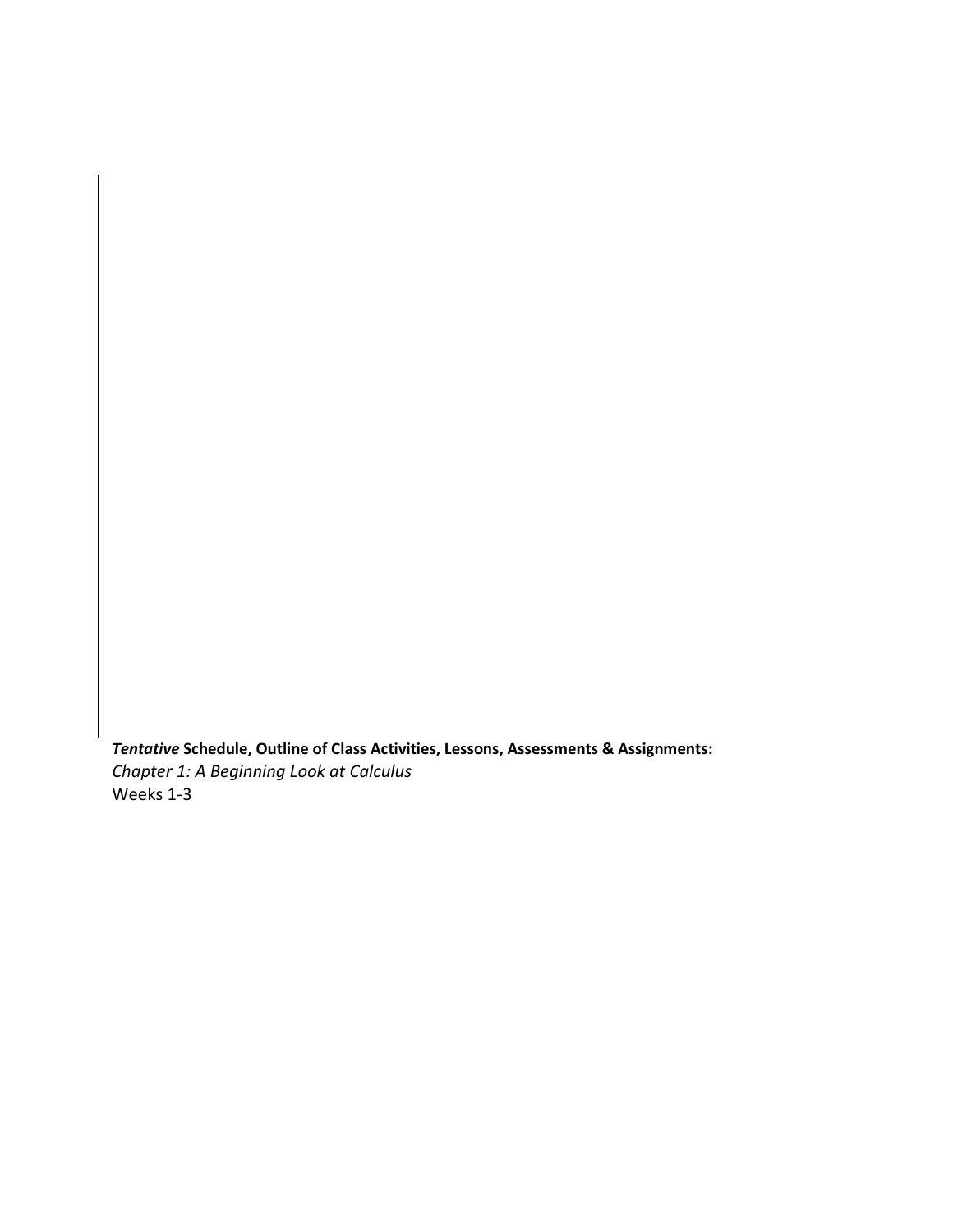***Tentative* Schedule, Outline of Class Activities, Lessons, Assessments & Assignments:**

*Chapter 1: A Beginning Look at Calculus*

Weeks 1-3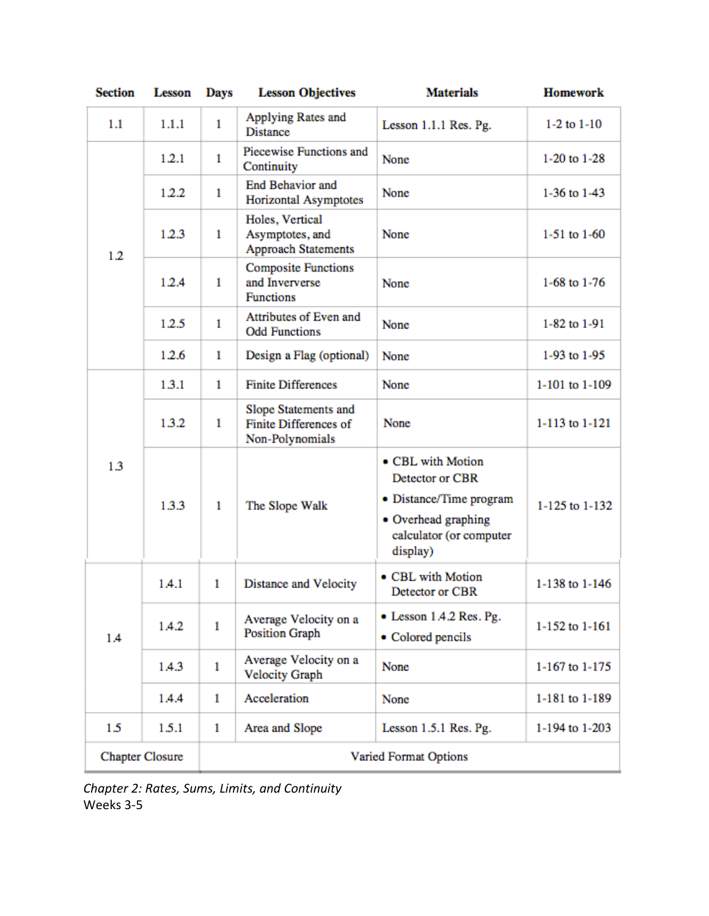| Section | Lesson | Days | Lesson Objectives | Materials | Homework |
|---|---|---|---|---|---|
| 1.1 | 1.1.1 | 1 | Applying Rates and Distance | Lesson 1.1.1 Res. Pg. | 1-2 to 1-10 |
| 1.2 | 1.2.1 | 1 | Piecewise Functions and Continuity | None | 1-20 to 1-28 |
| | 1.2.2 | 1 | End Behavior and Horizontal Asymptotes | None | 1-36 to 1-43 |
| | 1.2.3 | 1 | Holes, Vertical Asymptotes, and Approach Statements | None | 1-51 to 1-60 |
| | 1.2.4 | 1 | Composite Functions and Inververse Functions | None | 1-68 to 1-76 |
| | 1.2.5 | 1 | Attributes of Even and Odd Functions | None | 1-82 to 1-91 |
| | 1.2.6 | 1 | Design a Flag (optional) | None | 1-93 to 1-95 |
| 1.3 | 1.3.1 | 1 | Finite Differences | None | 1-101 to 1-109 |
| | 1.3.2 | 1 | Slope Statements and Finite Differences of Non-Polynomials | None | 1-113 to 1-121 |
| | 1.3.3 | 1 | The Slope Walk | • CBL with Motion Detector or CBR<br>• Distance/Time program<br>• Overhead graphing calculator (or computer display) | 1-125 to 1-132 |
| 1.4 | 1.4.1 | 1 | Distance and Velocity | • CBL with Motion Detector or CBR | 1-138 to 1-146 |
| | 1.4.2 | 1 | Average Velocity on a Position Graph | • Lesson 1.4.2 Res. Pg.<br>• Colored pencils | 1-152 to 1-161 |
| | 1.4.3 | 1 | Average Velocity on a Velocity Graph | None | 1-167 to 1-175 |
| | 1.4.4 | 1 | Acceleration | None | 1-181 to 1-189 |
| 1.5 | 1.5.1 | 1 | Area and Slope | Lesson 1.5.1 Res. Pg. | 1-194 to 1-203 |
| Chapter Closure | | Varied Format Options | | | |

*Chapter 2: Rates, Sums, Limits, and Continuity*
Weeks 3-5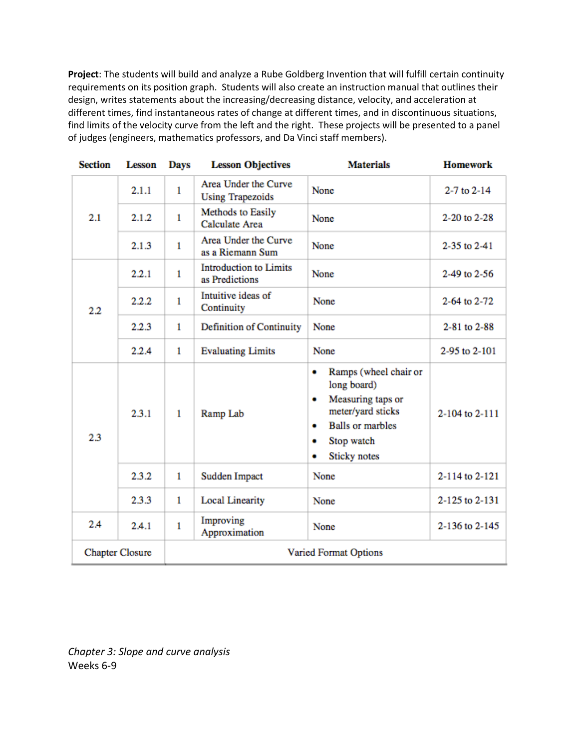**Project**: The students will build and analyze a Rube Goldberg Invention that will fulfill certain continuity requirements on its position graph. Students will also create an instruction manual that outlines their design, writes statements about the increasing/decreasing distance, velocity, and acceleration at different times, find instantaneous rates of change at different times, and in discontinuous situations, find limits of the velocity curve from the left and the right. These projects will be presented to a panel of judges (engineers, mathematics professors, and Da Vinci staff members).

| Section | Lesson | Days | Lesson Objectives | Materials | Homework |
|---|---|---|---|---|---|
| 2.1 | 2.1.1 | 1 | Area Under the Curve Using Trapezoids | None | 2-7 to 2-14 |
| | 2.1.2 | 1 | Methods to Easily Calculate Area | None | 2-20 to 2-28 |
| | 2.1.3 | 1 | Area Under the Curve as a Riemann Sum | None | 2-35 to 2-41 |
| 2.2 | 2.2.1 | 1 | Introduction to Limits as Predictions | None | 2-49 to 2-56 |
| | 2.2.2 | 1 | Intuitive ideas of Continuity | None | 2-64 to 2-72 |
| | 2.2.3 | 1 | Definition of Continuity | None | 2-81 to 2-88 |
| | 2.2.4 | 1 | Evaluating Limits | None | 2-95 to 2-101 |
| 2.3 | 2.3.1 | 1 | Ramp Lab | • Ramps (wheel chair or long board)<br>• Measuring taps or meter/yard sticks<br>• Balls or marbles<br>• Stop watch<br>• Sticky notes | 2-104 to 2-111 |
| | 2.3.2 | 1 | Sudden Impact | None | 2-114 to 2-121 |
| | 2.3.3 | 1 | Local Linearity | None | 2-125 to 2-131 |
| 2.4 | 2.4.1 | 1 | Improving Approximation | None | 2-136 to 2-145 |
| Chapter Closure | | Varied Format Options | | | |

*Chapter 3: Slope and curve analysis*
Weeks 6-9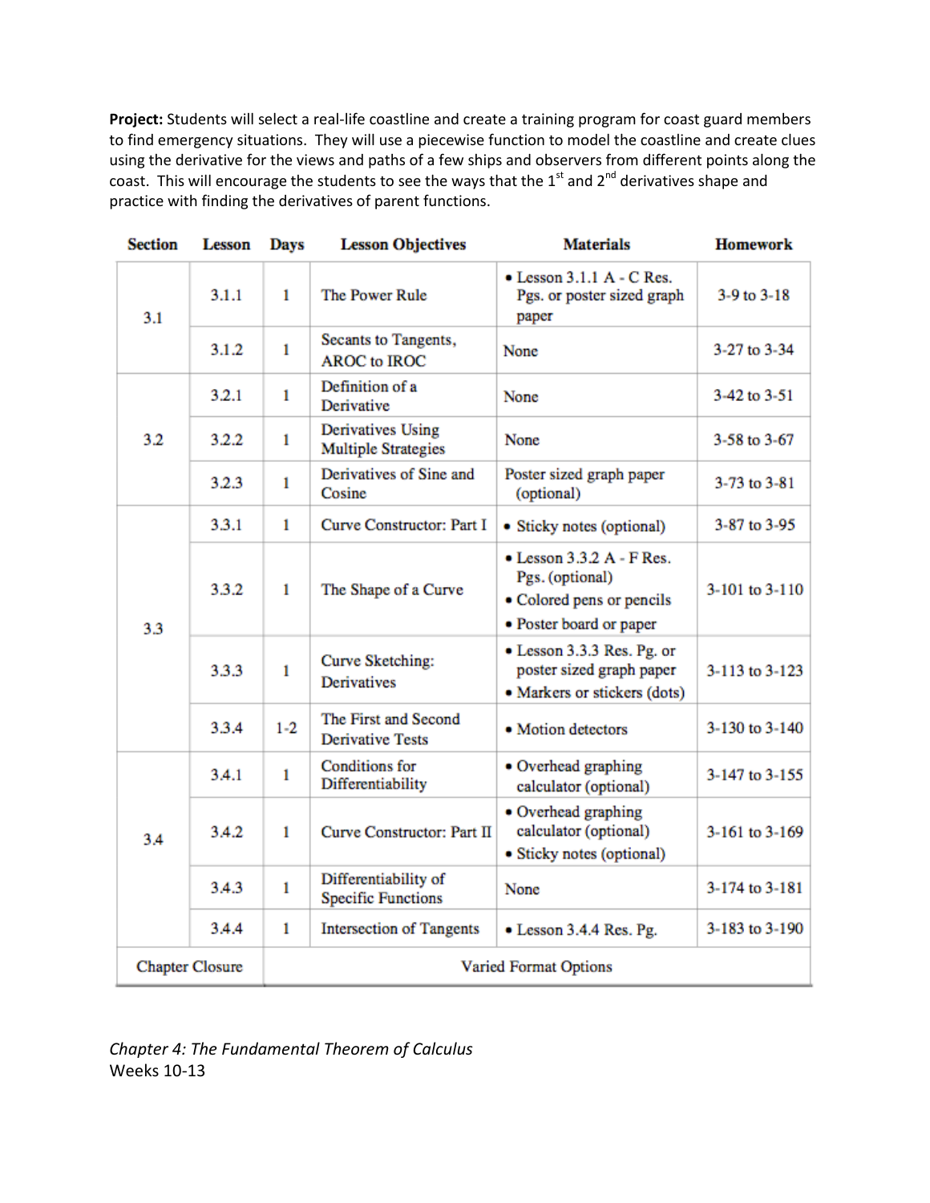**Project:** Students will select a real-life coastline and create a training program for coast guard members to find emergency situations. They will use a piecewise function to model the coastline and create clues using the derivative for the views and paths of a few ships and observers from different points along the coast. This will encourage the students to see the ways that the 1st and 2nd derivatives shape and practice with finding the derivatives of parent functions.

| Section | Lesson | Days | Lesson Objectives | Materials | Homework |
|---|---|---|---|---|---|
| 3.1 | 3.1.1 | 1 | The Power Rule | • Lesson 3.1.1 A - C Res. Pgs. or poster sized graph paper | 3-9 to 3-18 |
| | 3.1.2 | 1 | Secants to Tangents, AROC to IROC | None | 3-27 to 3-34 |
| 3.2 | 3.2.1 | 1 | Definition of a Derivative | None | 3-42 to 3-51 |
| | 3.2.2 | 1 | Derivatives Using Multiple Strategies | None | 3-58 to 3-67 |
| | 3.2.3 | 1 | Derivatives of Sine and Cosine | Poster sized graph paper (optional) | 3-73 to 3-81 |
| 3.3 | 3.3.1 | 1 | Curve Constructor: Part I | • Sticky notes (optional) | 3-87 to 3-95 |
| | 3.3.2 | 1 | The Shape of a Curve | • Lesson 3.3.2 A - F Res. Pgs. (optional) • Colored pens or pencils • Poster board or paper | 3-101 to 3-110 |
| | 3.3.3 | 1 | Curve Sketching: Derivatives | • Lesson 3.3.3 Res. Pg. or poster sized graph paper • Markers or stickers (dots) | 3-113 to 3-123 |
| | 3.3.4 | 1-2 | The First and Second Derivative Tests | • Motion detectors | 3-130 to 3-140 |
| 3.4 | 3.4.1 | 1 | Conditions for Differentiability | • Overhead graphing calculator (optional) | 3-147 to 3-155 |
| | 3.4.2 | 1 | Curve Constructor: Part II | • Overhead graphing calculator (optional) • Sticky notes (optional) | 3-161 to 3-169 |
| | 3.4.3 | 1 | Differentiability of Specific Functions | None | 3-174 to 3-181 |
| | 3.4.4 | 1 | Intersection of Tangents | • Lesson 3.4.4 Res. Pg. | 3-183 to 3-190 |
| Chapter Closure | | Varied Format Options | | | |

*Chapter 4: The Fundamental Theorem of Calculus*
Weeks 10-13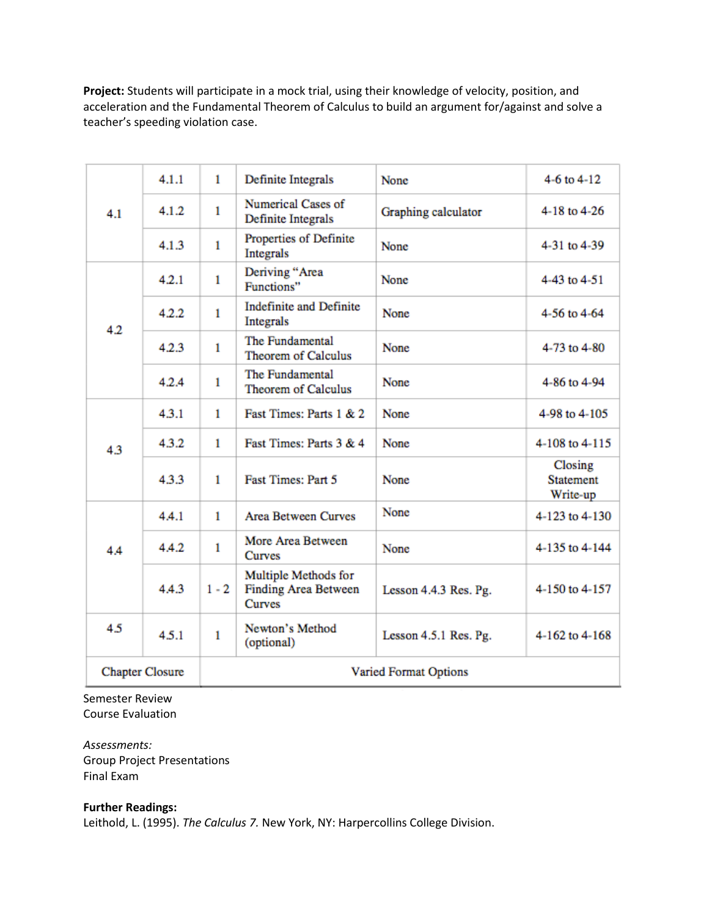**Project:** Students will participate in a mock trial, using their knowledge of velocity, position, and acceleration and the Fundamental Theorem of Calculus to build an argument for/against and solve a teacher's speeding violation case.

| | | | | | |
|---|---|---|---|---|---|
| 4.1 | 4.1.1 | 1 | Definite Integrals | None | 4-6 to 4-12 |
| | 4.1.2 | 1 | Numerical Cases of Definite Integrals | Graphing calculator | 4-18 to 4-26 |
| | 4.1.3 | 1 | Properties of Definite Integrals | None | 4-31 to 4-39 |
| 4.2 | 4.2.1 | 1 | Deriving "Area Functions" | None | 4-43 to 4-51 |
| | 4.2.2 | 1 | Indefinite and Definite Integrals | None | 4-56 to 4-64 |
| | 4.2.3 | 1 | The Fundamental Theorem of Calculus | None | 4-73 to 4-80 |
| | 4.2.4 | 1 | The Fundamental Theorem of Calculus | None | 4-86 to 4-94 |
| 4.3 | 4.3.1 | 1 | Fast Times: Parts 1 & 2 | None | 4-98 to 4-105 |
| | 4.3.2 | 1 | Fast Times: Parts 3 & 4 | None | 4-108 to 4-115 |
| | 4.3.3 | 1 | Fast Times: Part 5 | None | Closing Statement Write-up |
| 4.4 | 4.4.1 | 1 | Area Between Curves | None | 4-123 to 4-130 |
| | 4.4.2 | 1 | More Area Between Curves | None | 4-135 to 4-144 |
| | 4.4.3 | 1 - 2 | Multiple Methods for Finding Area Between Curves | Lesson 4.4.3 Res. Pg. | 4-150 to 4-157 |
| 4.5 | 4.5.1 | 1 | Newton's Method (optional) | Lesson 4.5.1 Res. Pg. | 4-162 to 4-168 |
| Chapter Closure | | Varied Format Options | | | |

Semester Review
Course Evaluation

*Assessments:*
Group Project Presentations
Final Exam

**Further Readings:**
Leithold, L. (1995). *The Calculus 7.* New York, NY: Harpercollins College Division.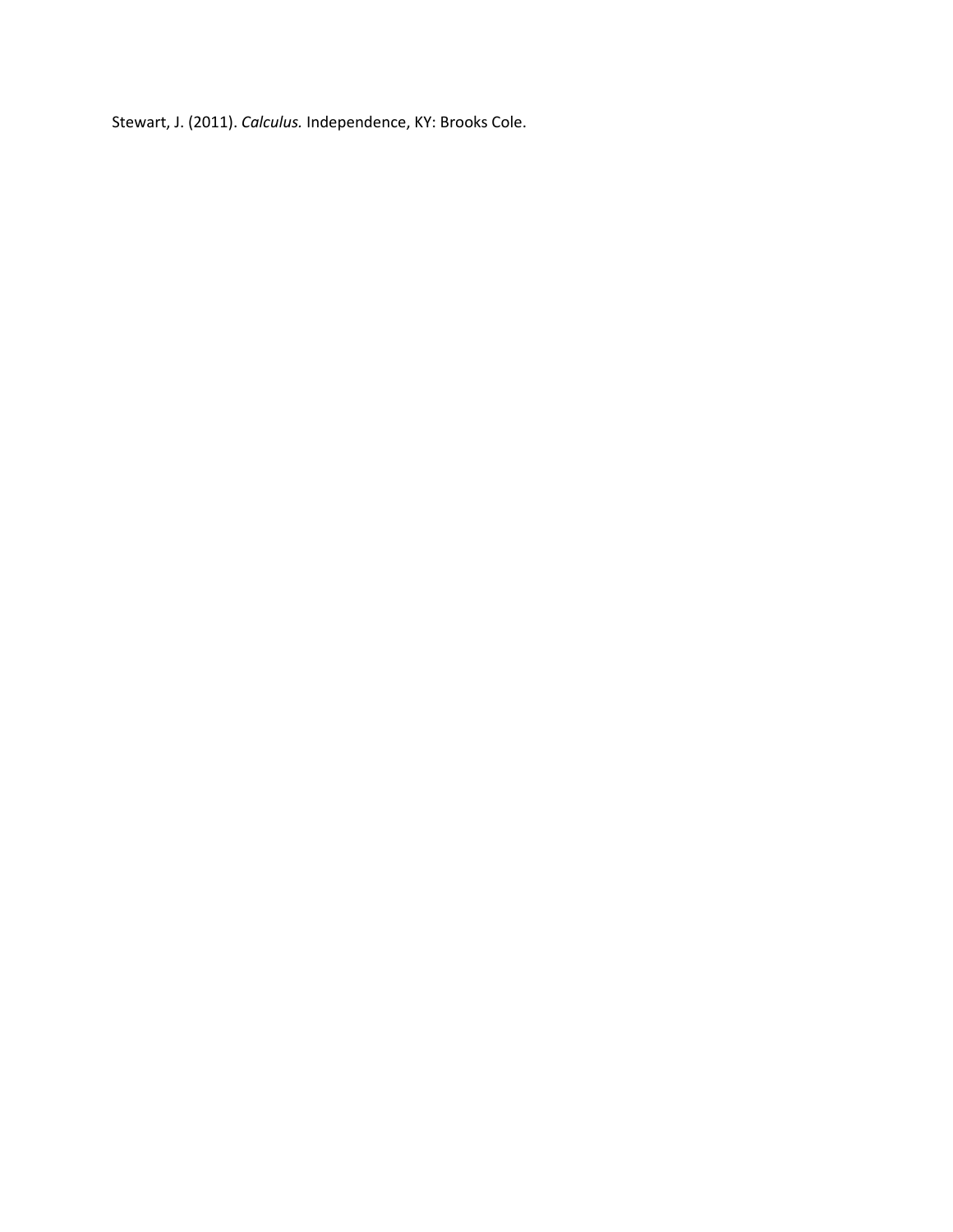Stewart, J. (2011). *Calculus.* Independence, KY: Brooks Cole.